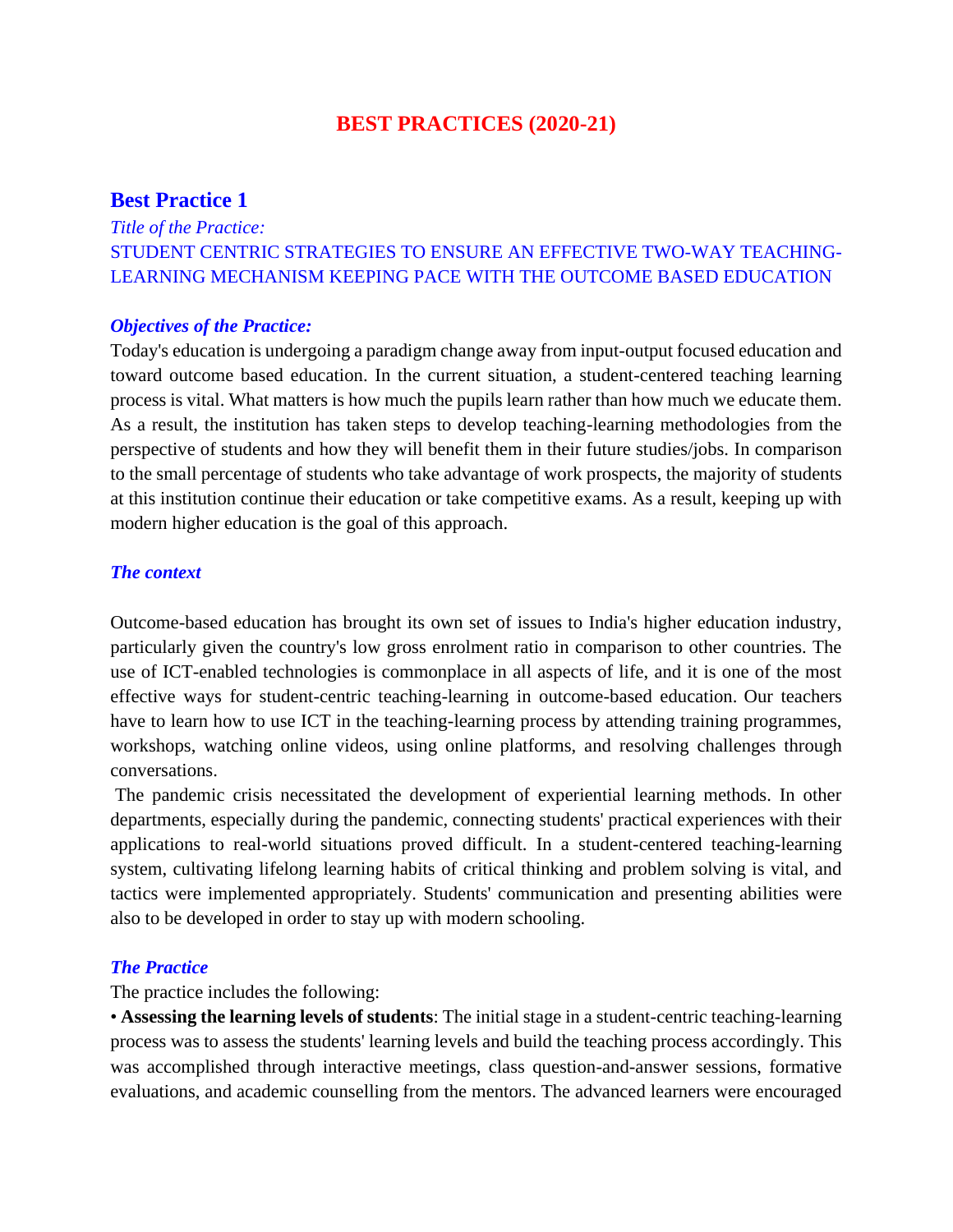# BEST PRACTICES (2020-21)

## Best Practice 1

*Title of the Practice:*

STUDENT CENTRIC STRATEGIES TO ENSURE AN EFFECTIVE TWO-WAY TEACHING-LEARNING MECHANISM KEEPING PACE WITH THE OUTCOME BASED EDUCATION

### *Objectives of the Practice:*

Today's education is undergoing a paradigm change away from input-output focused education and toward outcome based education. In the current situation, a student-centered teaching learning process is vital. What matters is how much the pupils learn rather than how much we educate them. As a result, the institution has taken steps to develop teaching-learning methodologies from the perspective of students and how they will benefit them in their future studies/jobs. In comparison to the small percentage of students who take advantage of work prospects, the majority of students at this institution continue their education or take competitive exams. As a result, keeping up with modern higher education is the goal of this approach.

### *The context*

Outcome-based education has brought its own set of issues to India's higher education industry, particularly given the country's low gross enrolment ratio in comparison to other countries. The use of ICT-enabled technologies is commonplace in all aspects of life, and it is one of the most effective ways for student-centric teaching-learning in outcome-based education. Our teachers have to learn how to use ICT in the teaching-learning process by attending training programmes, workshops, watching online videos, using online platforms, and resolving challenges through conversations.

The pandemic crisis necessitated the development of experiential learning methods. In other departments, especially during the pandemic, connecting students' practical experiences with their applications to real-world situations proved difficult. In a student-centered teaching-learning system, cultivating lifelong learning habits of critical thinking and problem solving is vital, and tactics were implemented appropriately. Students' communication and presenting abilities were also to be developed in order to stay up with modern schooling.

### *The Practice*

The practice includes the following:

• **Assessing the learning levels of students**: The initial stage in a student-centric teaching-learning process was to assess the students' learning levels and build the teaching process accordingly. This was accomplished through interactive meetings, class question-and-answer sessions, formative evaluations, and academic counselling from the mentors. The advanced learners were encouraged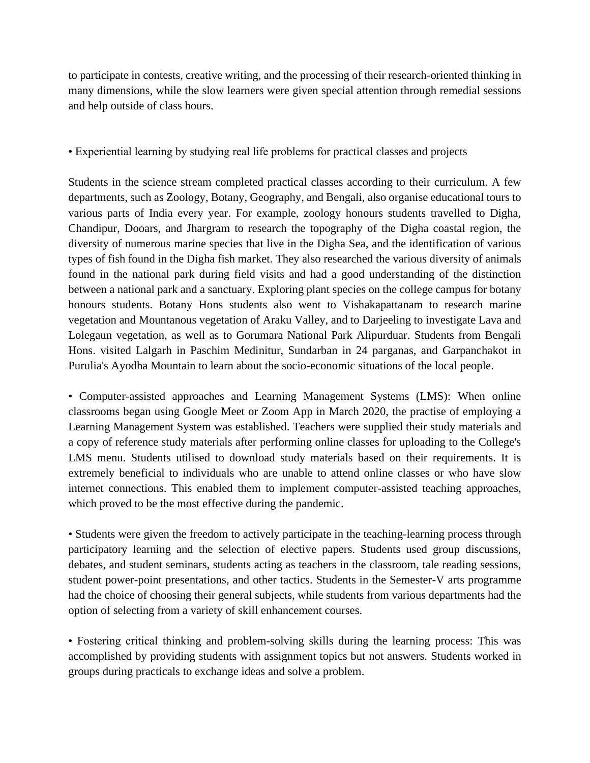to participate in contests, creative writing, and the processing of their research-oriented thinking in many dimensions, while the slow learners were given special attention through remedial sessions and help outside of class hours.

• Experiential learning by studying real life problems for practical classes and projects

Students in the science stream completed practical classes according to their curriculum. A few departments, such as Zoology, Botany, Geography, and Bengali, also organise educational tours to various parts of India every year. For example, zoology honours students travelled to Digha, Chandipur, Dooars, and Jhargram to research the topography of the Digha coastal region, the diversity of numerous marine species that live in the Digha Sea, and the identification of various types of fish found in the Digha fish market. They also researched the various diversity of animals found in the national park during field visits and had a good understanding of the distinction between a national park and a sanctuary. Exploring plant species on the college campus for botany honours students. Botany Hons students also went to Vishakapattanam to research marine vegetation and Mountanous vegetation of Araku Valley, and to Darjeeling to investigate Lava and Lolegaun vegetation, as well as to Gorumara National Park Alipurduar. Students from Bengali Hons. visited Lalgarh in Paschim Medinitur, Sundarban in 24 parganas, and Garpanchakot in Purulia's Ayodha Mountain to learn about the socio-economic situations of the local people.

• Computer-assisted approaches and Learning Management Systems (LMS): When online classrooms began using Google Meet or Zoom App in March 2020, the practise of employing a Learning Management System was established. Teachers were supplied their study materials and a copy of reference study materials after performing online classes for uploading to the College's LMS menu. Students utilised to download study materials based on their requirements. It is extremely beneficial to individuals who are unable to attend online classes or who have slow internet connections. This enabled them to implement computer-assisted teaching approaches, which proved to be the most effective during the pandemic.

• Students were given the freedom to actively participate in the teaching-learning process through participatory learning and the selection of elective papers. Students used group discussions, debates, and student seminars, students acting as teachers in the classroom, tale reading sessions, student power-point presentations, and other tactics. Students in the Semester-V arts programme had the choice of choosing their general subjects, while students from various departments had the option of selecting from a variety of skill enhancement courses.

• Fostering critical thinking and problem-solving skills during the learning process: This was accomplished by providing students with assignment topics but not answers. Students worked in groups during practicals to exchange ideas and solve a problem.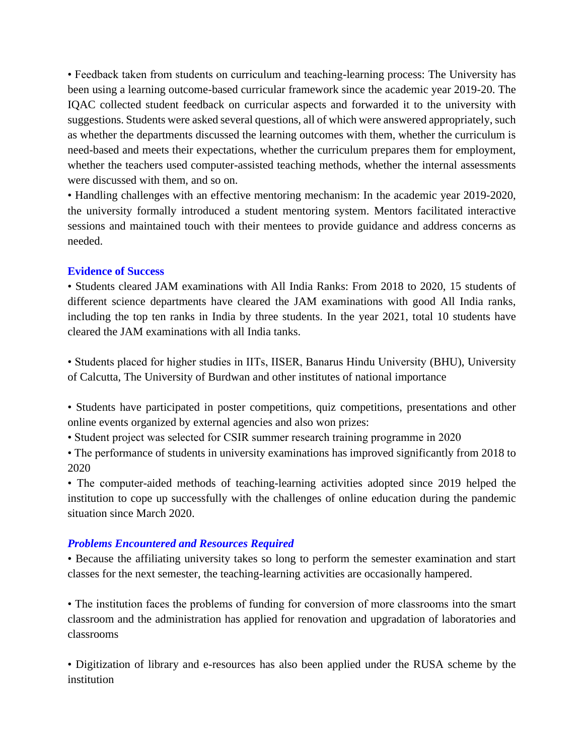• Feedback taken from students on curriculum and teaching-learning process: The University has been using a learning outcome-based curricular framework since the academic year 2019-20. The IQAC collected student feedback on curricular aspects and forwarded it to the university with suggestions. Students were asked several questions, all of which were answered appropriately, such as whether the departments discussed the learning outcomes with them, whether the curriculum is need-based and meets their expectations, whether the curriculum prepares them for employment, whether the teachers used computer-assisted teaching methods, whether the internal assessments were discussed with them, and so on.

• Handling challenges with an effective mentoring mechanism: In the academic year 2019-2020, the university formally introduced a student mentoring system. Mentors facilitated interactive sessions and maintained touch with their mentees to provide guidance and address concerns as needed.

### Evidence of Success

• Students cleared JAM examinations with All India Ranks: From 2018 to 2020, 15 students of different science departments have cleared the JAM examinations with good All India ranks, including the top ten ranks in India by three students. In the year 2021, total 10 students have cleared the JAM examinations with all India tanks.

• Students placed for higher studies in IITs, IISER, Banarus Hindu University (BHU), University of Calcutta, The University of Burdwan and other institutes of national importance

• Students have participated in poster competitions, quiz competitions, presentations and other online events organized by external agencies and also won prizes:

• Student project was selected for CSIR summer research training programme in 2020

• The performance of students in university examinations has improved significantly from 2018 to 2020

• The computer-aided methods of teaching-learning activities adopted since 2019 helped the institution to cope up successfully with the challenges of online education during the pandemic situation since March 2020.

### *Problems Encountered and Resources Required*

• Because the affiliating university takes so long to perform the semester examination and start classes for the next semester, the teaching-learning activities are occasionally hampered.

• The institution faces the problems of funding for conversion of more classrooms into the smart classroom and the administration has applied for renovation and upgradation of laboratories and classrooms

• Digitization of library and e-resources has also been applied under the RUSA scheme by the institution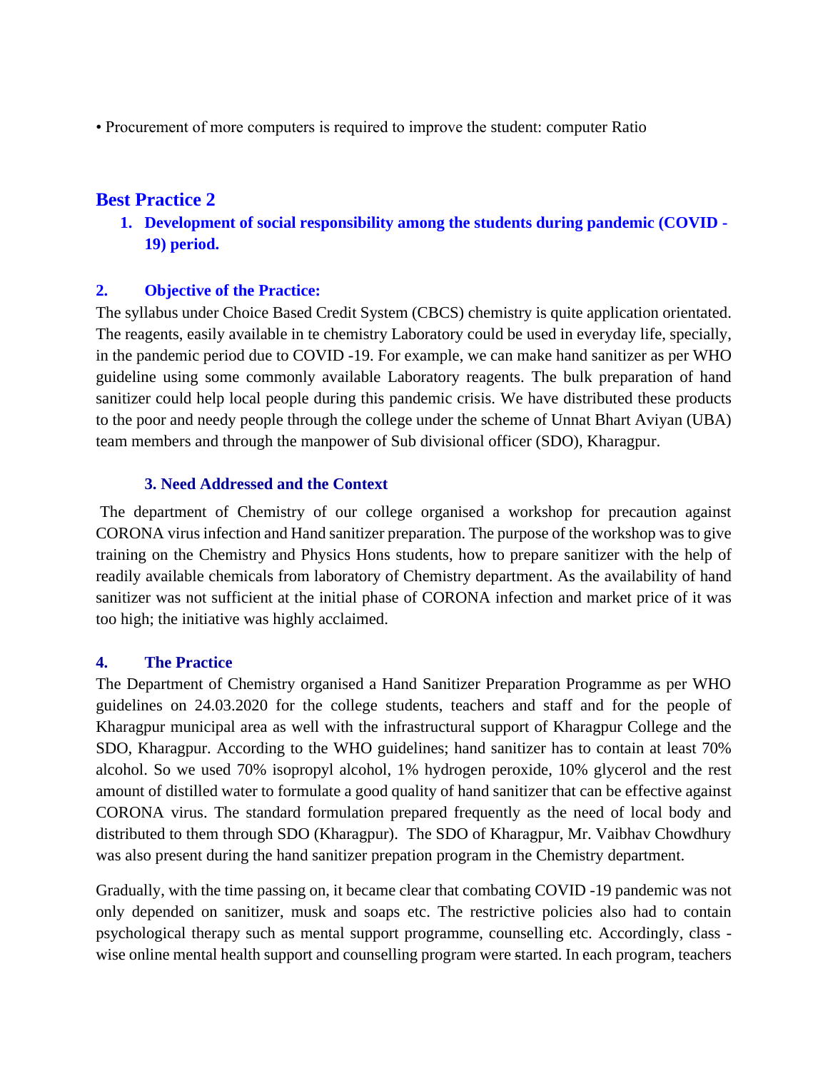• Procurement of more computers is required to improve the student: computer Ratio

## Best Practice 2

1. **Development of social responsibility among the students during pandemic (COVID -19) period.**

**2. Objective of the Practice:**

The syllabus under Choice Based Credit System (CBCS) chemistry is quite application orientated. The reagents, easily available in te chemistry Laboratory could be used in everyday life, specially, in the pandemic period due to COVID -19. For example, we can make hand sanitizer as per WHO guideline using some commonly available Laboratory reagents. The bulk preparation of hand sanitizer could help local people during this pandemic crisis. We have distributed these products to the poor and needy people through the college under the scheme of Unnat Bhart Aviyan (UBA) team members and through the manpower of Sub divisional officer (SDO), Kharagpur.

**3. Need Addressed and the Context**

The department of Chemistry of our college organised a workshop for precaution against CORONA virus infection and Hand sanitizer preparation. The purpose of the workshop was to give training on the Chemistry and Physics Hons students, how to prepare sanitizer with the help of readily available chemicals from laboratory of Chemistry department. As the availability of hand sanitizer was not sufficient at the initial phase of CORONA infection and market price of it was too high; the initiative was highly acclaimed.

**4. The Practice**

The Department of Chemistry organised a Hand Sanitizer Preparation Programme as per WHO guidelines on 24.03.2020 for the college students, teachers and staff and for the people of Kharagpur municipal area as well with the infrastructural support of Kharagpur College and the SDO, Kharagpur. According to the WHO guidelines; hand sanitizer has to contain at least 70% alcohol. So we used 70% isopropyl alcohol, 1% hydrogen peroxide, 10% glycerol and the rest amount of distilled water to formulate a good quality of hand sanitizer that can be effective against CORONA virus. The standard formulation prepared frequently as the need of local body and distributed to them through SDO (Kharagpur). The SDO of Kharagpur, Mr. Vaibhav Chowdhury was also present during the hand sanitizer prepation program in the Chemistry department.

Gradually, with the time passing on, it became clear that combating COVID -19 pandemic was not only depended on sanitizer, musk and soaps etc. The restrictive policies also had to contain psychological therapy such as mental support programme, counselling etc. Accordingly, class -wise online mental health support and counselling program were started. In each program, teachers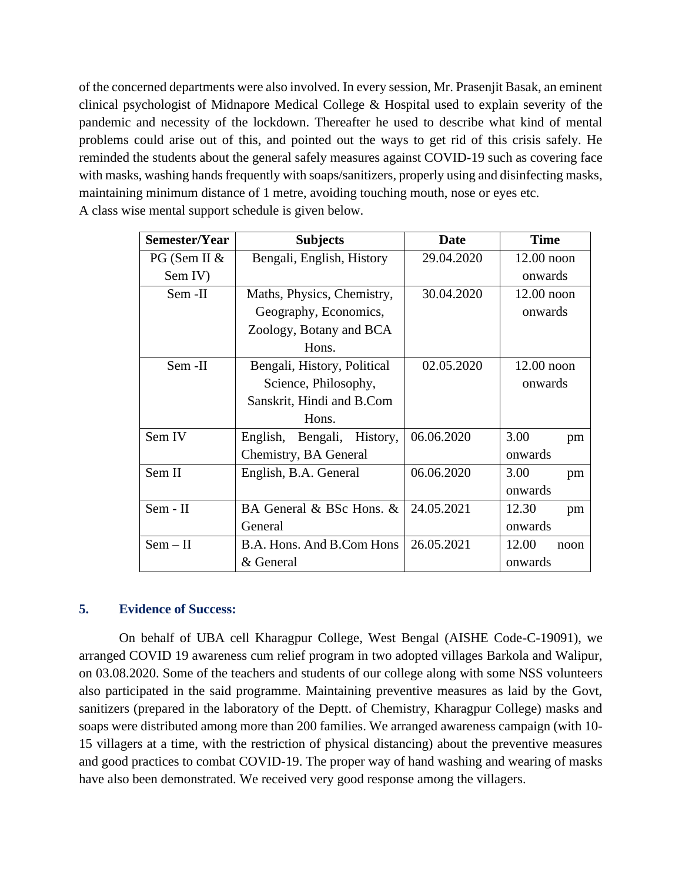of the concerned departments were also involved. In every session, Mr. Prasenjit Basak, an eminent clinical psychologist of Midnapore Medical College & Hospital used to explain severity of the pandemic and necessity of the lockdown. Thereafter he used to describe what kind of mental problems could arise out of this, and pointed out the ways to get rid of this crisis safely. He reminded the students about the general safely measures against COVID-19 such as covering face with masks, washing hands frequently with soaps/sanitizers, properly using and disinfecting masks, maintaining minimum distance of 1 metre, avoiding touching mouth, nose or eyes etc.
A class wise mental support schedule is given below.

| Semester/Year | Subjects | Date | Time |
|---|---|---|---|
| PG (Sem II & Sem IV) | Bengali, English, History | 29.04.2020 | 12.00 noon onwards |
| Sem -II | Maths, Physics, Chemistry, Geography, Economics, Zoology, Botany and BCA Hons. | 30.04.2020 | 12.00 noon onwards |
| Sem -II | Bengali, History, Political Science, Philosophy, Sanskrit, Hindi and B.Com Hons. | 02.05.2020 | 12.00 noon onwards |
| Sem IV | English, Bengali, History, Chemistry, BA General | 06.06.2020 | 3.00 pm onwards |
| Sem II | English, B.A. General | 06.06.2020 | 3.00 pm onwards |
| Sem - II | BA General & BSc Hons. & General | 24.05.2021 | 12.30 pm onwards |
| Sem – II | B.A. Hons. And B.Com Hons & General | 26.05.2021 | 12.00 noon onwards |

## 5. Evidence of Success:

On behalf of UBA cell Kharagpur College, West Bengal (AISHE Code-C-19091), we arranged COVID 19 awareness cum relief program in two adopted villages Barkola and Walipur, on 03.08.2020. Some of the teachers and students of our college along with some NSS volunteers also participated in the said programme. Maintaining preventive measures as laid by the Govt, sanitizers (prepared in the laboratory of the Deptt. of Chemistry, Kharagpur College) masks and soaps were distributed among more than 200 families. We arranged awareness campaign (with 10-15 villagers at a time, with the restriction of physical distancing) about the preventive measures and good practices to combat COVID-19. The proper way of hand washing and wearing of masks have also been demonstrated. We received very good response among the villagers.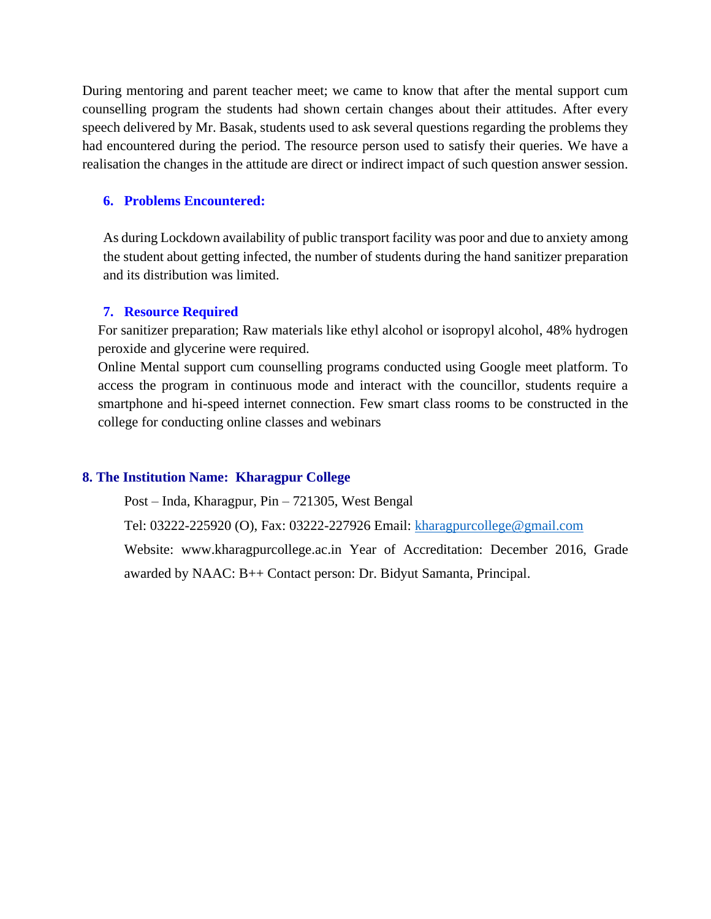During mentoring and parent teacher meet; we came to know that after the mental support cum counselling program the students had shown certain changes about their attitudes. After every speech delivered by Mr. Basak, students used to ask several questions regarding the problems they had encountered during the period. The resource person used to satisfy their queries. We have a realisation the changes in the attitude are direct or indirect impact of such question answer session.

## 6. Problems Encountered:

As during Lockdown availability of public transport facility was poor and due to anxiety among the student about getting infected, the number of students during the hand sanitizer preparation and its distribution was limited.

## 7. Resource Required

For sanitizer preparation; Raw materials like ethyl alcohol or isopropyl alcohol, 48% hydrogen peroxide and glycerine were required.

Online Mental support cum counselling programs conducted using Google meet platform. To access the program in continuous mode and interact with the councillor, students require a smartphone and hi-speed internet connection. Few smart class rooms to be constructed in the college for conducting online classes and webinars

## 8. The Institution Name: Kharagpur College

Post – Inda, Kharagpur, Pin – 721305, West Bengal

Tel: 03222-225920 (O), Fax: 03222-227926 Email: kharagpurcollege@gmail.com

Website: www.kharagpurcollege.ac.in Year of Accreditation: December 2016, Grade awarded by NAAC: B++ Contact person: Dr. Bidyut Samanta, Principal.